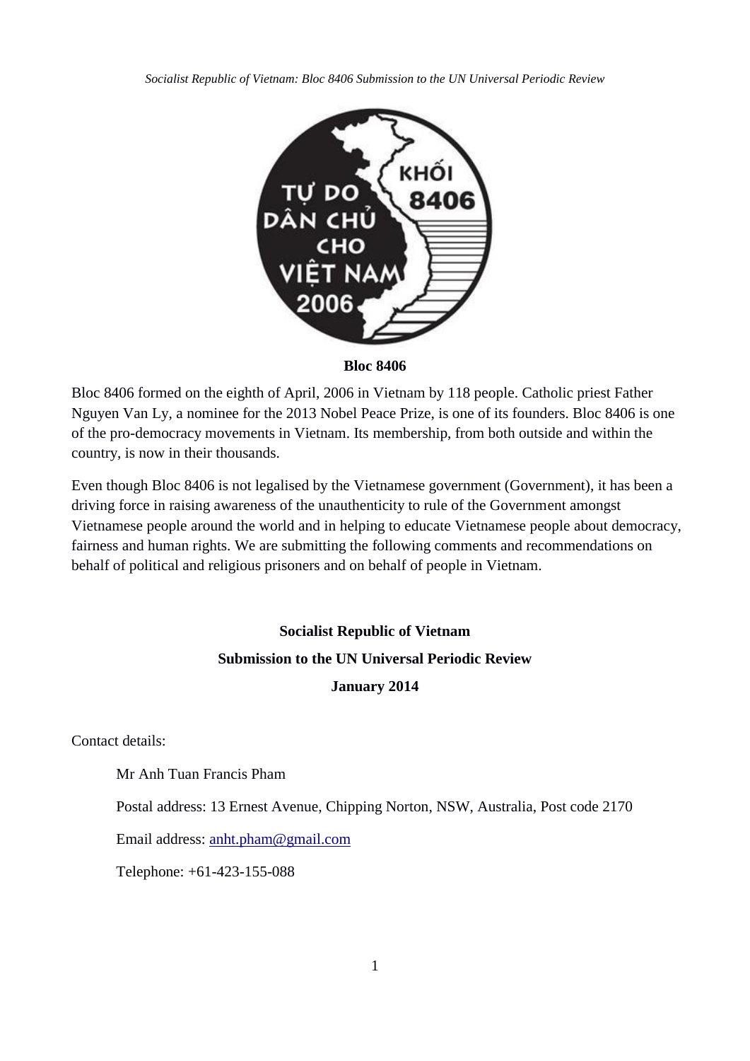**Bloc 8406**

Bloc 8406 formed on the eighth of April, 2006 in Vietnam by 118 people. Catholic priest Father Nguyen Van Ly, a nominee for the 2013 Nobel Peace Prize, is one of its founders. Bloc 8406 is one of the pro-democracy movements in Vietnam. Its membership, from both outside and within the country, is now in their thousands.

Even though Bloc 8406 is not legalised by the Vietnamese government (Government), it has been a driving force in raising awareness of the unauthenticity to rule of the Government amongst Vietnamese people around the world and in helping to educate Vietnamese people about democracy, fairness and human rights. We are submitting the following comments and recommendations on behalf of political and religious prisoners and on behalf of people in Vietnam.

# Socialist Republic of Vietnam

## Submission to the UN Universal Periodic Review

### January 2014

Contact details:

Mr Anh Tuan Francis Pham

Postal address: 13 Ernest Avenue, Chipping Norton, NSW, Australia, Post code 2170

Email address: anht.pham@gmail.com

Telephone: +61-423-155-088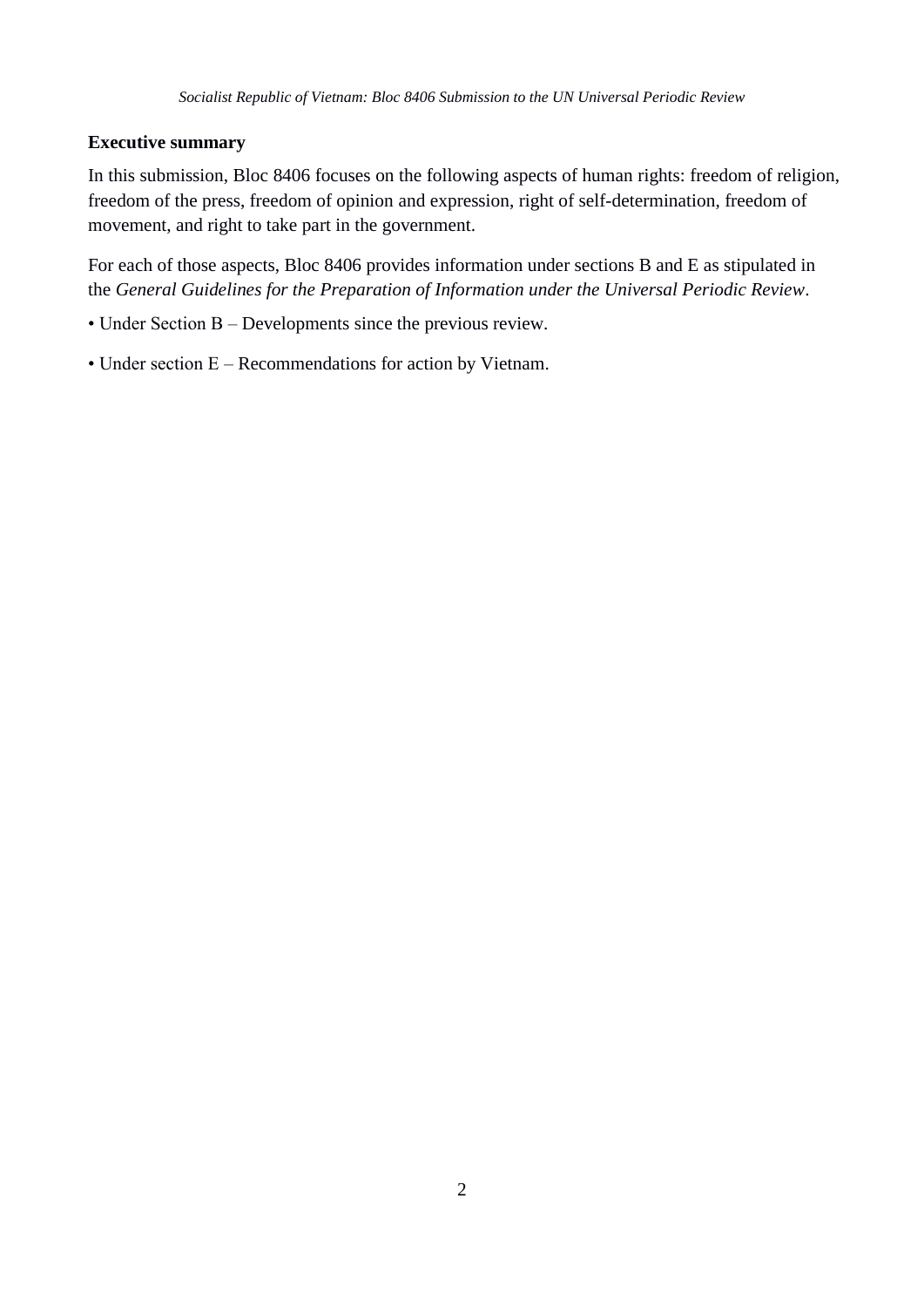**Executive summary**

In this submission, Bloc 8406 focuses on the following aspects of human rights: freedom of religion, freedom of the press, freedom of opinion and expression, right of self-determination, freedom of movement, and right to take part in the government.

For each of those aspects, Bloc 8406 provides information under sections B and E as stipulated in the *General Guidelines for the Preparation of Information under the Universal Periodic Review*.

- Under Section B – Developments since the previous review.
- Under section E – Recommendations for action by Vietnam.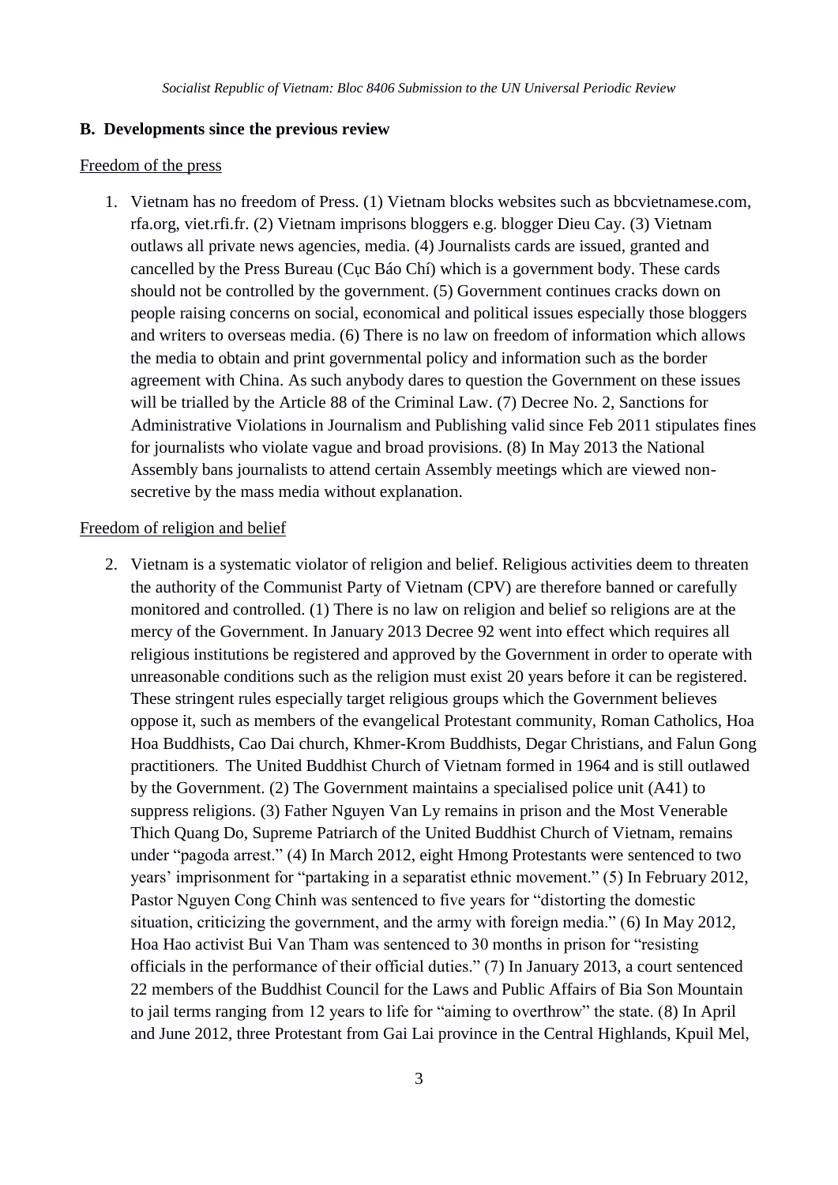## B. Developments since the previous review

Freedom of the press

1. Vietnam has no freedom of Press. (1) Vietnam blocks websites such as bbcvietnamese.com, rfa.org, viet.rfi.fr. (2) Vietnam imprisons bloggers e.g. blogger Dieu Cay. (3) Vietnam outlaws all private news agencies, media. (4) Journalists cards are issued, granted and cancelled by the Press Bureau (Cục Báo Chí) which is a government body. These cards should not be controlled by the government. (5) Government continues cracks down on people raising concerns on social, economical and political issues especially those bloggers and writers to overseas media. (6) There is no law on freedom of information which allows the media to obtain and print governmental policy and information such as the border agreement with China. As such anybody dares to question the Government on these issues will be trialled by the Article 88 of the Criminal Law. (7) Decree No. 2, Sanctions for Administrative Violations in Journalism and Publishing valid since Feb 2011 stipulates fines for journalists who violate vague and broad provisions. (8) In May 2013 the National Assembly bans journalists to attend certain Assembly meetings which are viewed non-secretive by the mass media without explanation.

Freedom of religion and belief

2. Vietnam is a systematic violator of religion and belief. Religious activities deem to threaten the authority of the Communist Party of Vietnam (CPV) are therefore banned or carefully monitored and controlled. (1) There is no law on religion and belief so religions are at the mercy of the Government. In January 2013 Decree 92 went into effect which requires all religious institutions be registered and approved by the Government in order to operate with unreasonable conditions such as the religion must exist 20 years before it can be registered. These stringent rules especially target religious groups which the Government believes oppose it, such as members of the evangelical Protestant community, Roman Catholics, Hoa Hoa Buddhists, Cao Dai church, Khmer-Krom Buddhists, Degar Christians, and Falun Gong practitioners. The United Buddhist Church of Vietnam formed in 1964 and is still outlawed by the Government. (2) The Government maintains a specialised police unit (A41) to suppress religions. (3) Father Nguyen Van Ly remains in prison and the Most Venerable Thich Quang Do, Supreme Patriarch of the United Buddhist Church of Vietnam, remains under "pagoda arrest." (4) In March 2012, eight Hmong Protestants were sentenced to two years' imprisonment for "partaking in a separatist ethnic movement." (5) In February 2012, Pastor Nguyen Cong Chinh was sentenced to five years for "distorting the domestic situation, criticizing the government, and the army with foreign media." (6) In May 2012, Hoa Hao activist Bui Van Tham was sentenced to 30 months in prison for "resisting officials in the performance of their official duties." (7) In January 2013, a court sentenced 22 members of the Buddhist Council for the Laws and Public Affairs of Bia Son Mountain to jail terms ranging from 12 years to life for "aiming to overthrow" the state. (8) In April and June 2012, three Protestant from Gai Lai province in the Central Highlands, Kpuil Mel,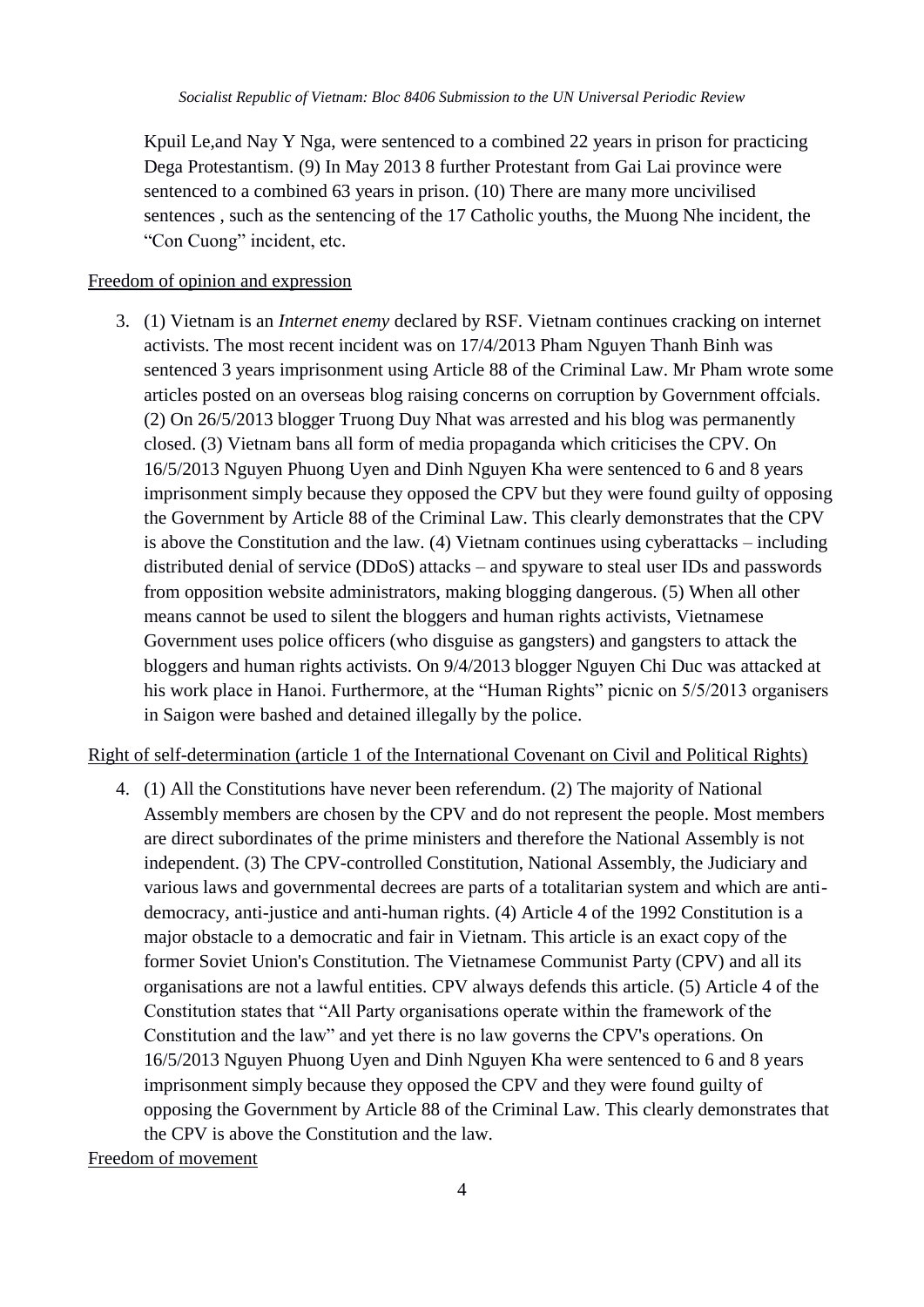Kpuil Le,and Nay Y Nga, were sentenced to a combined 22 years in prison for practicing Dega Protestantism. (9) In May 2013 8 further Protestant from Gai Lai province were sentenced to a combined 63 years in prison. (10) There are many more uncivilised sentences , such as the sentencing of the 17 Catholic youths, the Muong Nhe incident, the "Con Cuong" incident, etc.

<u>Freedom of opinion and expression</u>

3. (1) Vietnam is an *Internet enemy* declared by RSF. Vietnam continues cracking on internet activists. The most recent incident was on 17/4/2013 Pham Nguyen Thanh Binh was sentenced 3 years imprisonment using Article 88 of the Criminal Law. Mr Pham wrote some articles posted on an overseas blog raising concerns on corruption by Government offcials. (2) On 26/5/2013 blogger Truong Duy Nhat was arrested and his blog was permanently closed. (3) Vietnam bans all form of media propaganda which criticises the CPV. On 16/5/2013 Nguyen Phuong Uyen and Dinh Nguyen Kha were sentenced to 6 and 8 years imprisonment simply because they opposed the CPV but they were found guilty of opposing the Government by Article 88 of the Criminal Law. This clearly demonstrates that the CPV is above the Constitution and the law. (4) Vietnam continues using cyberattacks – including distributed denial of service (DDoS) attacks – and spyware to steal user IDs and passwords from opposition website administrators, making blogging dangerous. (5) When all other means cannot be used to silent the bloggers and human rights activists, Vietnamese Government uses police officers (who disguise as gangsters) and gangsters to attack the bloggers and human rights activists. On 9/4/2013 blogger Nguyen Chi Duc was attacked at his work place in Hanoi. Furthermore, at the "Human Rights" picnic on 5/5/2013 organisers in Saigon were bashed and detained illegally by the police.

<u>Right of self-determination (article 1 of the International Covenant on Civil and Political Rights)</u>

4. (1) All the Constitutions have never been referendum. (2) The majority of National Assembly members are chosen by the CPV and do not represent the people. Most members are direct subordinates of the prime ministers and therefore the National Assembly is not independent. (3) The CPV-controlled Constitution, National Assembly, the Judiciary and various laws and governmental decrees are parts of a totalitarian system and which are anti-democracy, anti-justice and anti-human rights. (4) Article 4 of the 1992 Constitution is a major obstacle to a democratic and fair in Vietnam. This article is an exact copy of the former Soviet Union's Constitution. The Vietnamese Communist Party (CPV) and all its organisations are not a lawful entities. CPV always defends this article. (5) Article 4 of the Constitution states that "All Party organisations operate within the framework of the Constitution and the law" and yet there is no law governs the CPV's operations. On 16/5/2013 Nguyen Phuong Uyen and Dinh Nguyen Kha were sentenced to 6 and 8 years imprisonment simply because they opposed the CPV and they were found guilty of opposing the Government by Article 88 of the Criminal Law. This clearly demonstrates that the CPV is above the Constitution and the law.

<u>Freedom of movement</u>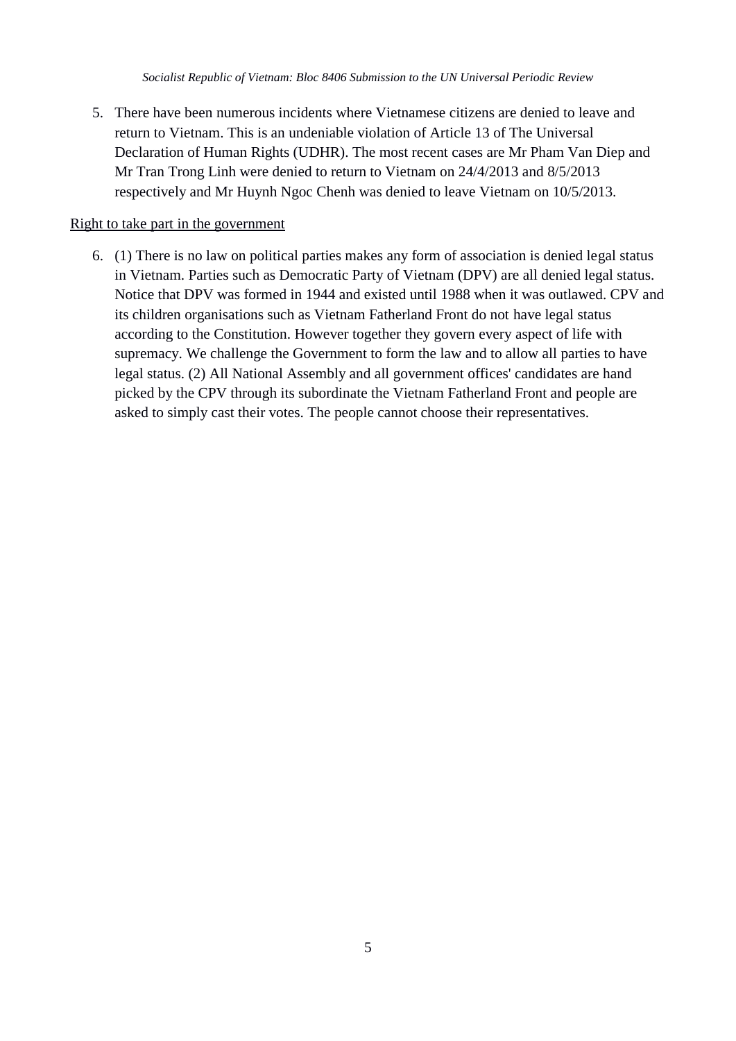5. There have been numerous incidents where Vietnamese citizens are denied to leave and return to Vietnam. This is an undeniable violation of Article 13 of The Universal Declaration of Human Rights (UDHR). The most recent cases are Mr Pham Van Diep and Mr Tran Trong Linh were denied to return to Vietnam on 24/4/2013 and 8/5/2013 respectively and Mr Huynh Ngoc Chenh was denied to leave Vietnam on 10/5/2013.

<u>Right to take part in the government</u>

6. (1) There is no law on political parties makes any form of association is denied legal status in Vietnam. Parties such as Democratic Party of Vietnam (DPV) are all denied legal status. Notice that DPV was formed in 1944 and existed until 1988 when it was outlawed. CPV and its children organisations such as Vietnam Fatherland Front do not have legal status according to the Constitution. However together they govern every aspect of life with supremacy. We challenge the Government to form the law and to allow all parties to have legal status. (2) All National Assembly and all government offices' candidates are hand picked by the CPV through its subordinate the Vietnam Fatherland Front and people are asked to simply cast their votes. The people cannot choose their representatives.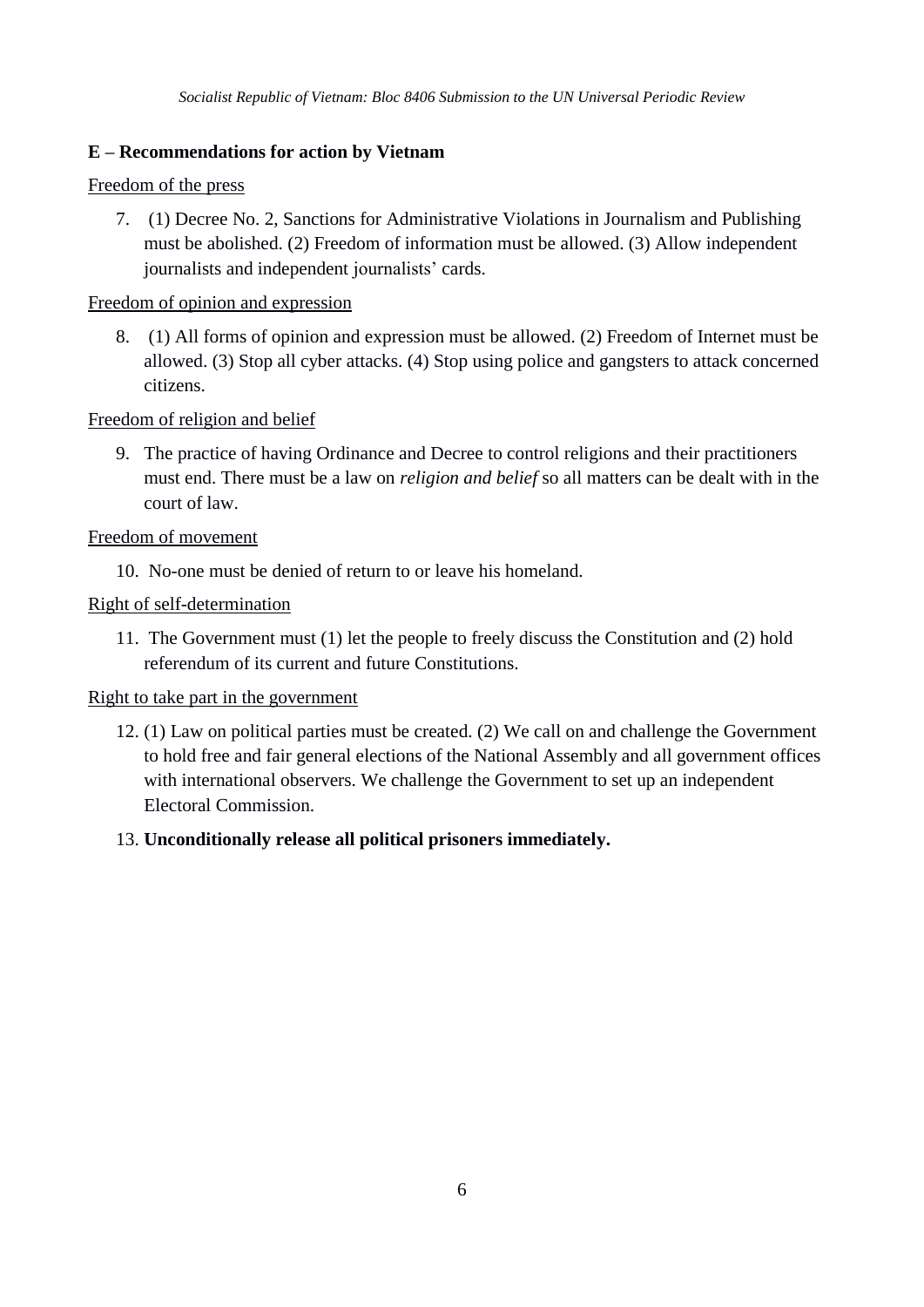## E – Recommendations for action by Vietnam

Freedom of the press

7. (1) Decree No. 2, Sanctions for Administrative Violations in Journalism and Publishing must be abolished. (2) Freedom of information must be allowed. (3) Allow independent journalists and independent journalists' cards.

Freedom of opinion and expression

8. (1) All forms of opinion and expression must be allowed. (2) Freedom of Internet must be allowed. (3) Stop all cyber attacks. (4) Stop using police and gangsters to attack concerned citizens.

Freedom of religion and belief

9. The practice of having Ordinance and Decree to control religions and their practitioners must end. There must be a law on *religion and belief* so all matters can be dealt with in the court of law.

Freedom of movement

10. No-one must be denied of return to or leave his homeland.

Right of self-determination

11. The Government must (1) let the people to freely discuss the Constitution and (2) hold referendum of its current and future Constitutions.

Right to take part in the government

12. (1) Law on political parties must be created. (2) We call on and challenge the Government to hold free and fair general elections of the National Assembly and all government offices with international observers. We challenge the Government to set up an independent Electoral Commission.
13. **Unconditionally release all political prisoners immediately.**